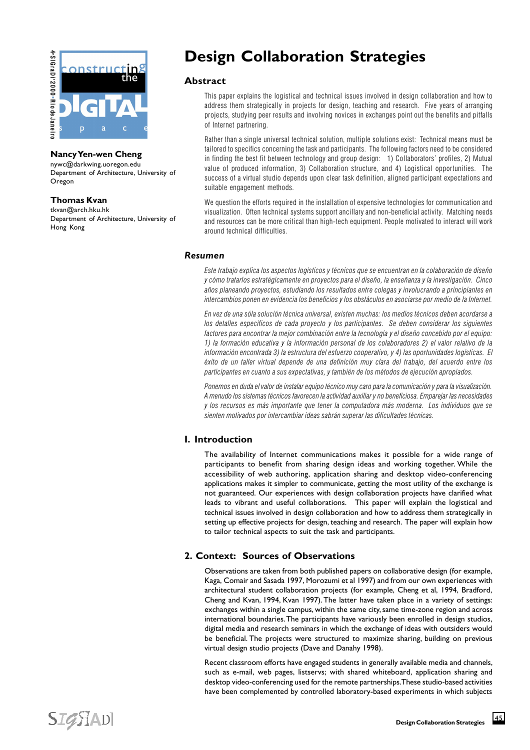# Design Collaboration Strategies

**Nancy Yen-wen Cheng**
nywc@darkwing.uoregon.edu
Department of Architecture, University of Oregon

**Thomas Kvan**
tkvan@arch.hku.hk
Department of Architecture, University of Hong Kong

## Abstract

This paper explains the logistical and technical issues involved in design collaboration and how to address them strategically in projects for design, teaching and research. Five years of arranging projects, studying peer results and involving novices in exchanges point out the benefits and pitfalls of Internet partnering.

Rather than a single universal technical solution, multiple solutions exist: Technical means must be tailored to specifics concerning the task and participants. The following factors need to be considered in finding the best fit between technology and group design: 1) Collaborators' profiles, 2) Mutual value of produced information, 3) Collaboration structure, and 4) Logistical opportunities. The success of a virtual studio depends upon clear task definition, aligned participant expectations and suitable engagement methods.

We question the efforts required in the installation of expensive technologies for communication and visualization. Often technical systems support ancillary and non-beneficial activity. Matching needs and resources can be more critical than high-tech equipment. People motivated to interact will work around technical difficulties.

## *Resumen*

*Este trabajo explica los aspectos logísticos y técnicos que se encuentran en la colaboración de diseño y cómo tratarlos estratégicamente en proyectos para el diseño, la enseñanza y la investigación. Cinco años planeando proyectos, estudiando los resultados entre colegas y involucrando a principiantes en intercambios ponen en evidencia los beneficios y los obstáculos en asociarse por medio de la Internet.*

*En vez de una sóla solución técnica universal, existen muchas: los medios técnicos deben acordarse a los detalles específicos de cada proyecto y los participantes. Se deben considerar los siguientes factores para encontrar la mejor combinación entre la tecnología y el diseño concebido por el equipo: 1) la formación educativa y la información personal de los colaboradores 2) el valor relativo de la información encontrada 3) la estructura del esfuerzo cooperativo, y 4) las oportunidades logísticas. El éxito de un taller virtual depende de una definición muy clara del trabajo, del acuerdo entre los participantes en cuanto a sus expectativas, y también de los métodos de ejecución apropiados.*

*Ponemos en duda el valor de instalar equipo técnico muy caro para la comunicación y para la visualización. A menudo los sistemas técnicos favorecen la actividad auxiliar y no beneficiosa. Emparejar las necesidades y los recursos es más importante que tener la computadora más moderna. Los individuos que se sienten motivados por intercambiar ideas sabrán superar las dificultades técnicas.*

## I. Introduction

The availability of Internet communications makes it possible for a wide range of participants to benefit from sharing design ideas and working together. While the accessibility of web authoring, application sharing and desktop video-conferencing applications makes it simpler to communicate, getting the most utility of the exchange is not guaranteed. Our experiences with design collaboration projects have clarified what leads to vibrant and useful collaborations. This paper will explain the logistical and technical issues involved in design collaboration and how to address them strategically in setting up effective projects for design, teaching and research. The paper will explain how to tailor technical aspects to suit the task and participants.

## 2. Context: Sources of Observations

Observations are taken from both published papers on collaborative design (for example, Kaga, Comair and Sasada 1997, Morozumi et al 1997) and from our own experiences with architectural student collaboration projects (for example, Cheng et al, 1994, Bradford, Cheng and Kvan, 1994, Kvan 1997). The latter have taken place in a variety of settings: exchanges within a single campus, within the same city, same time-zone region and across international boundaries. The participants have variously been enrolled in design studios, digital media and research seminars in which the exchange of ideas with outsiders would be beneficial. The projects were structured to maximize sharing, building on previous virtual design studio projects (Dave and Danahy 1998).

Recent classroom efforts have engaged students in generally available media and channels, such as e-mail, web pages, listservs; with shared whiteboard, application sharing and desktop video-conferencing used for the remote partnerships. These studio-based activities have been complemented by controlled laboratory-based experiments in which subjects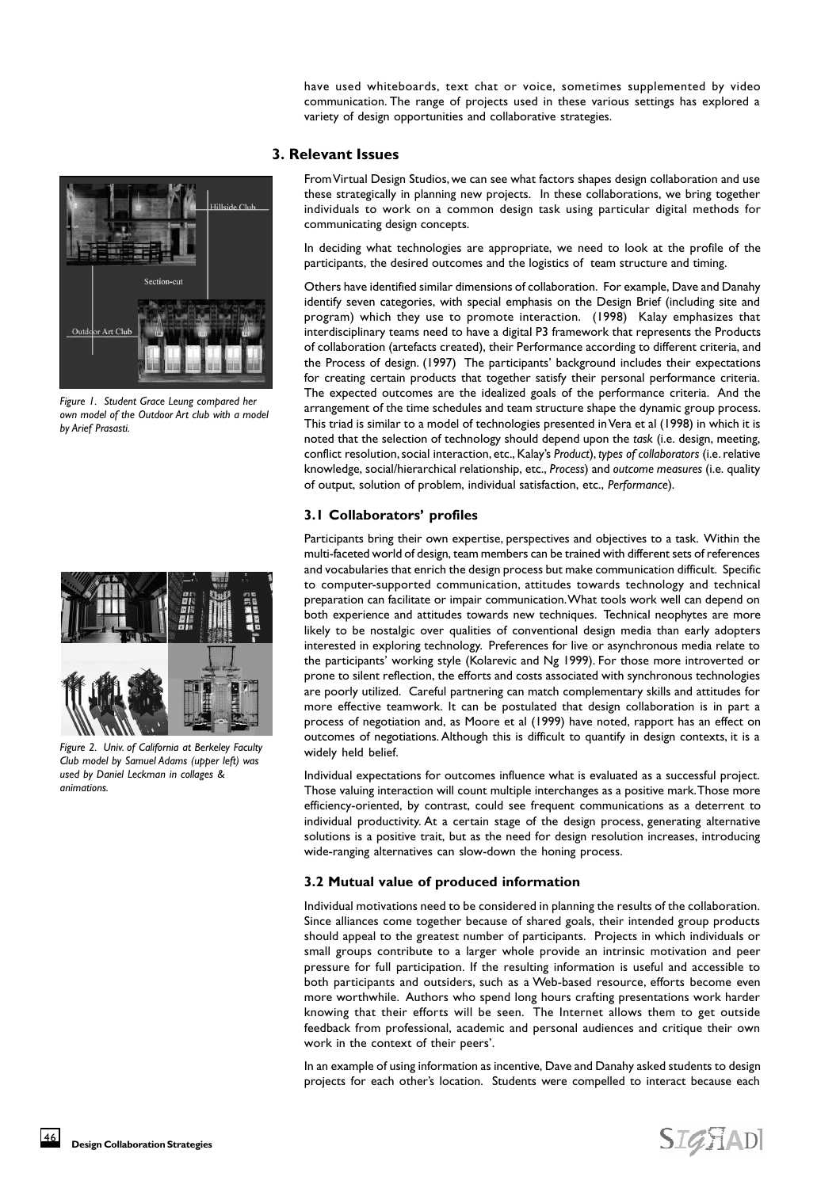have used whiteboards, text chat or voice, sometimes supplemented by video communication. The range of projects used in these various settings has explored a variety of design opportunities and collaborative strategies.

## 3. Relevant Issues

From Virtual Design Studios, we can see what factors shapes design collaboration and use these strategically in planning new projects. In these collaborations, we bring together individuals to work on a common design task using particular digital methods for communicating design concepts.

In deciding what technologies are appropriate, we need to look at the profile of the participants, the desired outcomes and the logistics of team structure and timing.

Others have identified similar dimensions of collaboration. For example, Dave and Danahy identify seven categories, with special emphasis on the Design Brief (including site and program) which they use to promote interaction. (1998) Kalay emphasizes that interdisciplinary teams need to have a digital P3 framework that represents the Products of collaboration (artefacts created), their Performance according to different criteria, and the Process of design. (1997) The participants' background includes their expectations for creating certain products that together satisfy their personal performance criteria. The expected outcomes are the idealized goals of the performance criteria. And the arrangement of the time schedules and team structure shape the dynamic group process. This triad is similar to a model of technologies presented in Vera et al (1998) in which it is noted that the selection of technology should depend upon the *task* (i.e. design, meeting, conflict resolution, social interaction, etc., Kalay's *Product*), *types of collaborators* (i.e. relative knowledge, social/hierarchical relationship, etc., *Process*) and *outcome measures* (i.e. quality of output, solution of problem, individual satisfaction, etc., *Performance*).

*Figure 1. Student Grace Leung compared her own model of the Outdoor Art club with a model by Arief Prasasti.*

### 3.1 Collaborators' profiles

Participants bring their own expertise, perspectives and objectives to a task. Within the multi-faceted world of design, team members can be trained with different sets of references and vocabularies that enrich the design process but make communication difficult. Specific to computer-supported communication, attitudes towards technology and technical preparation can facilitate or impair communication. What tools work well can depend on both experience and attitudes towards new techniques. Technical neophytes are more likely to be nostalgic over qualities of conventional design media than early adopters interested in exploring technology. Preferences for live or asynchronous media relate to the participants' working style (Kolarevic and Ng 1999). For those more introverted or prone to silent reflection, the efforts and costs associated with synchronous technologies are poorly utilized. Careful partnering can match complementary skills and attitudes for more effective teamwork. It can be postulated that design collaboration is in part a process of negotiation and, as Moore et al (1999) have noted, rapport has an effect on outcomes of negotiations. Although this is difficult to quantify in design contexts, it is a widely held belief.

*Figure 2. Univ. of California at Berkeley Faculty Club model by Samuel Adams (upper left) was used by Daniel Leckman in collages & animations.*

Individual expectations for outcomes influence what is evaluated as a successful project. Those valuing interaction will count multiple interchanges as a positive mark. Those more efficiency-oriented, by contrast, could see frequent communications as a deterrent to individual productivity. At a certain stage of the design process, generating alternative solutions is a positive trait, but as the need for design resolution increases, introducing wide-ranging alternatives can slow-down the honing process.

### 3.2 Mutual value of produced information

Individual motivations need to be considered in planning the results of the collaboration. Since alliances come together because of shared goals, their intended group products should appeal to the greatest number of participants. Projects in which individuals or small groups contribute to a larger whole provide an intrinsic motivation and peer pressure for full participation. If the resulting information is useful and accessible to both participants and outsiders, such as a Web-based resource, efforts become even more worthwhile. Authors who spend long hours crafting presentations work harder knowing that their efforts will be seen. The Internet allows them to get outside feedback from professional, academic and personal audiences and critique their own work in the context of their peers'.

In an example of using information as incentive, Dave and Danahy asked students to design projects for each other's location. Students were compelled to interact because each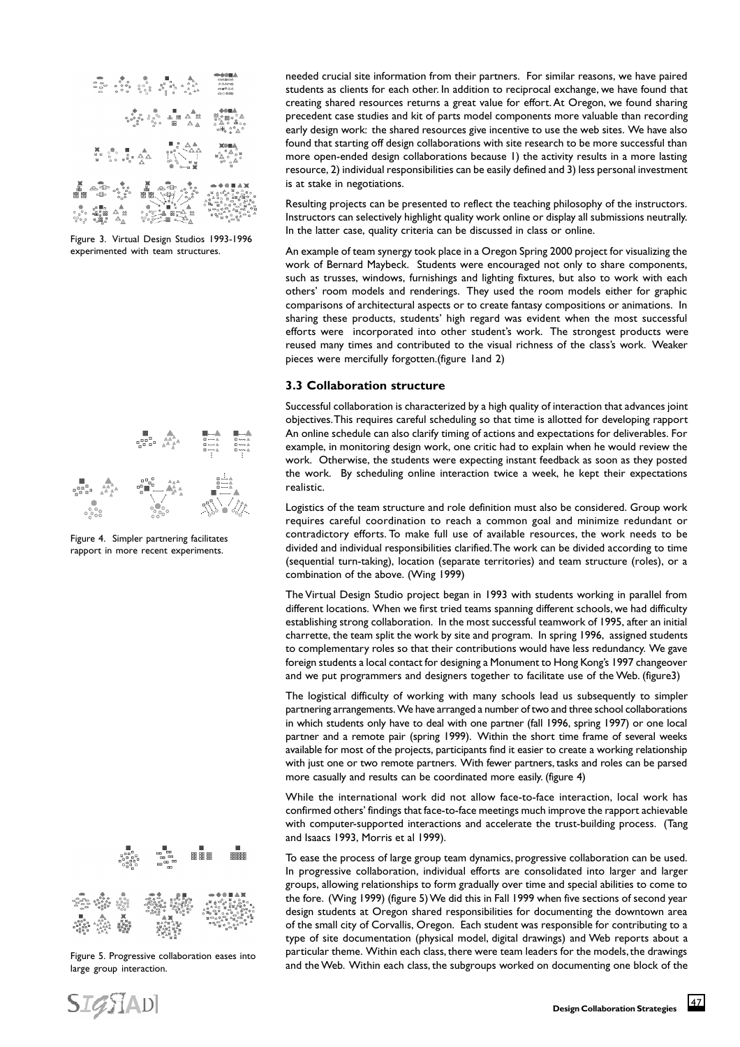Figure 3. Virtual Design Studios 1993-1996 experimented with team structures.

Figure 4. Simpler partnering facilitates rapport in more recent experiments.

Figure 5. Progressive collaboration eases into large group interaction.

needed crucial site information from their partners. For similar reasons, we have paired students as clients for each other. In addition to reciprocal exchange, we have found that creating shared resources returns a great value for effort. At Oregon, we found sharing precedent case studies and kit of parts model components more valuable than recording early design work: the shared resources give incentive to use the web sites. We have also found that starting off design collaborations with site research to be more successful than more open-ended design collaborations because 1) the activity results in a more lasting resource, 2) individual responsibilities can be easily defined and 3) less personal investment is at stake in negotiations.

Resulting projects can be presented to reflect the teaching philosophy of the instructors. Instructors can selectively highlight quality work online or display all submissions neutrally. In the latter case, quality criteria can be discussed in class or online.

An example of team synergy took place in a Oregon Spring 2000 project for visualizing the work of Bernard Maybeck. Students were encouraged not only to share components, such as trusses, windows, furnishings and lighting fixtures, but also to work with each others' room models and renderings. They used the room models either for graphic comparisons of architectural aspects or to create fantasy compositions or animations. In sharing these products, students' high regard was evident when the most successful efforts were incorporated into other student's work. The strongest products were reused many times and contributed to the visual richness of the class's work. Weaker pieces were mercifully forgotten.(figure 1and 2)

### 3.3 Collaboration structure

Successful collaboration is characterized by a high quality of interaction that advances joint objectives. This requires careful scheduling so that time is allotted for developing rapport An online schedule can also clarify timing of actions and expectations for deliverables. For example, in monitoring design work, one critic had to explain when he would review the work. Otherwise, the students were expecting instant feedback as soon as they posted the work. By scheduling online interaction twice a week, he kept their expectations realistic.

Logistics of the team structure and role definition must also be considered. Group work requires careful coordination to reach a common goal and minimize redundant or contradictory efforts. To make full use of available resources, the work needs to be divided and individual responsibilities clarified. The work can be divided according to time (sequential turn-taking), location (separate territories) and team structure (roles), or a combination of the above. (Wing 1999)

The Virtual Design Studio project began in 1993 with students working in parallel from different locations. When we first tried teams spanning different schools, we had difficulty establishing strong collaboration. In the most successful teamwork of 1995, after an initial charrette, the team split the work by site and program. In spring 1996, assigned students to complementary roles so that their contributions would have less redundancy. We gave foreign students a local contact for designing a Monument to Hong Kong's 1997 changeover and we put programmers and designers together to facilitate use of the Web. (figure3)

The logistical difficulty of working with many schools lead us subsequently to simpler partnering arrangements. We have arranged a number of two and three school collaborations in which students only have to deal with one partner (fall 1996, spring 1997) or one local partner and a remote pair (spring 1999). Within the short time frame of several weeks available for most of the projects, participants find it easier to create a working relationship with just one or two remote partners. With fewer partners, tasks and roles can be parsed more casually and results can be coordinated more easily. (figure 4)

While the international work did not allow face-to-face interaction, local work has confirmed others' findings that face-to-face meetings much improve the rapport achievable with computer-supported interactions and accelerate the trust-building process. (Tang and Isaacs 1993, Morris et al 1999).

To ease the process of large group team dynamics, progressive collaboration can be used. In progressive collaboration, individual efforts are consolidated into larger and larger groups, allowing relationships to form gradually over time and special abilities to come to the fore. (Wing 1999) (figure 5) We did this in Fall 1999 when five sections of second year design students at Oregon shared responsibilities for documenting the downtown area of the small city of Corvallis, Oregon. Each student was responsible for contributing to a type of site documentation (physical model, digital drawings) and Web reports about a particular theme. Within each class, there were team leaders for the models, the drawings and the Web. Within each class, the subgroups worked on documenting one block of the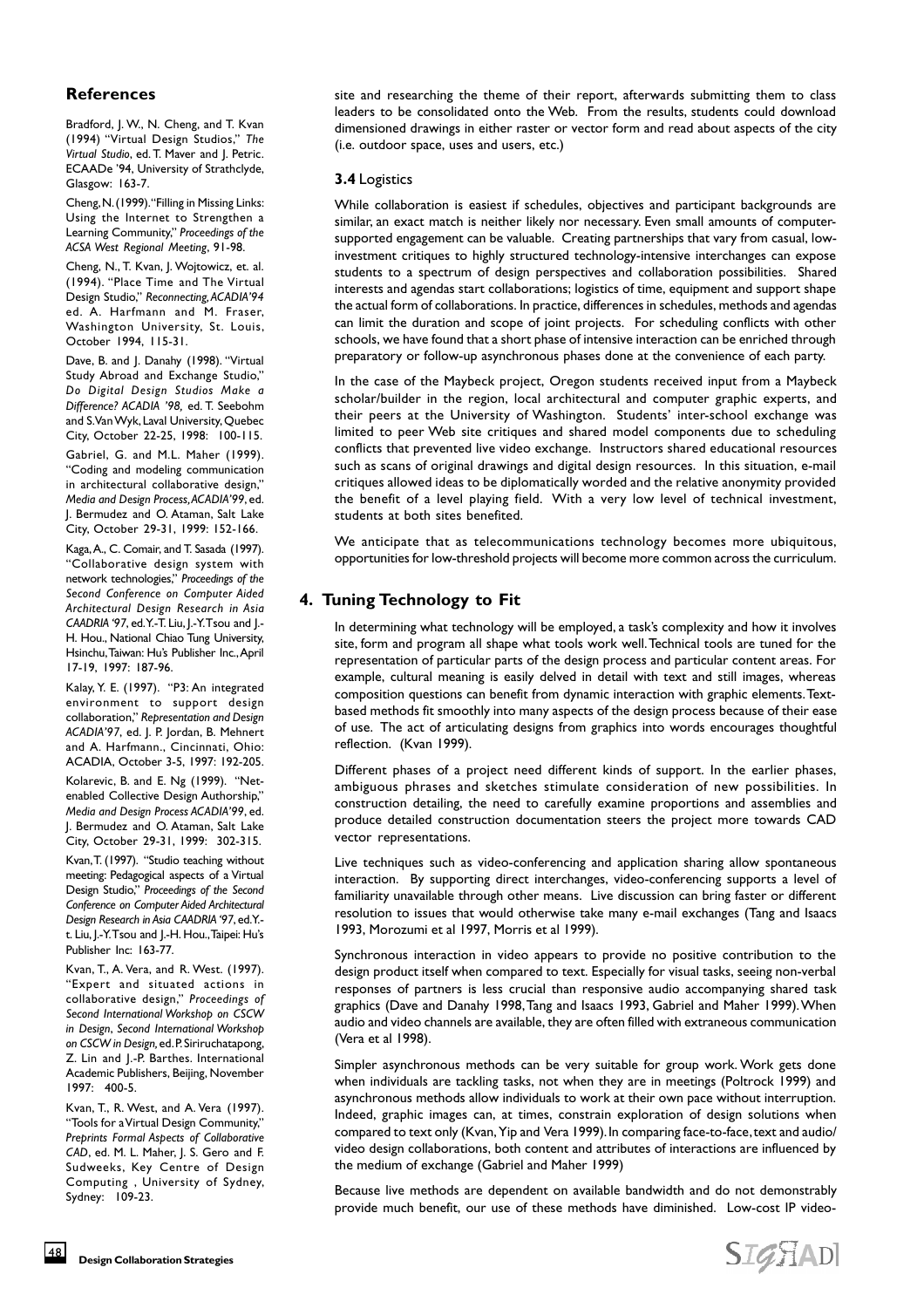## References

Bradford, J. W., N. Cheng, and T. Kvan (1994) "Virtual Design Studios," *The Virtual Studio*, ed. T. Maver and J. Petric. ECAADe '94, University of Strathclyde, Glasgow: 163-7.

Cheng, N. (1999). "Filling in Missing Links: Using the Internet to Strengthen a Learning Community," *Proceedings of the ACSA West Regional Meeting*, 91-98.

Cheng, N., T. Kvan, J. Wojtowicz, et. al. (1994). "Place Time and The Virtual Design Studio," *Reconnecting, ACADIA'94* ed. A. Harfmann and M. Fraser, Washington University, St. Louis, October 1994, 115-31.

Dave, B. and J. Danahy (1998). "Virtual Study Abroad and Exchange Studio," *Do Digital Design Studios Make a Difference? ACADIA '98,* ed. T. Seebohm and S. Van Wyk, Laval University, Quebec City, October 22-25, 1998: 100-115.

Gabriel, G. and M.L. Maher (1999). "Coding and modeling communication in architectural collaborative design," *Media and Design Process, ACADIA'99*, ed. J. Bermudez and O. Ataman, Salt Lake City, October 29-31, 1999: 152-166.

Kaga, A., C. Comair, and T. Sasada (1997). "Collaborative design system with network technologies," *Proceedings of the Second Conference on Computer Aided Architectural Design Research in Asia CAADRIA '97*, ed. Y.-T. Liu, J.-Y. Tsou and J.-H. Hou., National Chiao Tung University, Hsinchu, Taiwan: Hu's Publisher Inc., April 17-19, 1997: 187-96.

Kalay, Y. E. (1997). "P3: An integrated environment to support design collaboration," *Representation and Design ACADIA'97*, ed. J. P. Jordan, B. Mehnert and A. Harfmann., Cincinnati, Ohio: ACADIA, October 3-5, 1997: 192-205.

Kolarevic, B. and E. Ng (1999). "Net-enabled Collective Design Authorship," *Media and Design Process ACADIA'99*, ed. J. Bermudez and O. Ataman, Salt Lake City, October 29-31, 1999: 302-315.

Kvan, T. (1997). "Studio teaching without meeting: Pedagogical aspects of a Virtual Design Studio," *Proceedings of the Second Conference on Computer Aided Architectural Design Research in Asia CAADRIA '97*, ed. Y.-t. Liu, J.-Y. Tsou and J.-H. Hou., Taipei: Hu's Publisher Inc: 163-77.

Kvan, T., A. Vera, and R. West. (1997). "Expert and situated actions in collaborative design," *Proceedings of Second International Workshop on CSCW in Design*, *Second International Workshop on CSCW in Design*, ed. P. Siriruchatapong, Z. Lin and J.-P. Barthes. International Academic Publishers, Beijing, November 1997: 400-5.

Kvan, T., R. West, and A. Vera (1997). "Tools for a Virtual Design Community," *Preprints Formal Aspects of Collaborative CAD*, ed. M. L. Maher, J. S. Gero and F. Sudweeks, Key Centre of Design Computing , University of Sydney, Sydney: 109-23.

site and researching the theme of their report, afterwards submitting them to class leaders to be consolidated onto the Web. From the results, students could download dimensioned drawings in either raster or vector form and read about aspects of the city (i.e. outdoor space, uses and users, etc.)

### **3.4** Logistics

While collaboration is easiest if schedules, objectives and participant backgrounds are similar, an exact match is neither likely nor necessary. Even small amounts of computer-supported engagement can be valuable. Creating partnerships that vary from casual, low-investment critiques to highly structured technology-intensive interchanges can expose students to a spectrum of design perspectives and collaboration possibilities. Shared interests and agendas start collaborations; logistics of time, equipment and support shape the actual form of collaborations. In practice, differences in schedules, methods and agendas can limit the duration and scope of joint projects. For scheduling conflicts with other schools, we have found that a short phase of intensive interaction can be enriched through preparatory or follow-up asynchronous phases done at the convenience of each party.

In the case of the Maybeck project, Oregon students received input from a Maybeck scholar/builder in the region, local architectural and computer graphic experts, and their peers at the University of Washington. Students' inter-school exchange was limited to peer Web site critiques and shared model components due to scheduling conflicts that prevented live video exchange. Instructors shared educational resources such as scans of original drawings and digital design resources. In this situation, e-mail critiques allowed ideas to be diplomatically worded and the relative anonymity provided the benefit of a level playing field. With a very low level of technical investment, students at both sites benefited.

We anticipate that as telecommunications technology becomes more ubiquitous, opportunities for low-threshold projects will become more common across the curriculum.

## 4. Tuning Technology to Fit

In determining what technology will be employed, a task's complexity and how it involves site, form and program all shape what tools work well. Technical tools are tuned for the representation of particular parts of the design process and particular content areas. For example, cultural meaning is easily delved in detail with text and still images, whereas composition questions can benefit from dynamic interaction with graphic elements. Text-based methods fit smoothly into many aspects of the design process because of their ease of use. The act of articulating designs from graphics into words encourages thoughtful reflection. (Kvan 1999).

Different phases of a project need different kinds of support. In the earlier phases, ambiguous phrases and sketches stimulate consideration of new possibilities. In construction detailing, the need to carefully examine proportions and assemblies and produce detailed construction documentation steers the project more towards CAD vector representations.

Live techniques such as video-conferencing and application sharing allow spontaneous interaction. By supporting direct interchanges, video-conferencing supports a level of familiarity unavailable through other means. Live discussion can bring faster or different resolution to issues that would otherwise take many e-mail exchanges (Tang and Isaacs 1993, Morozumi et al 1997, Morris et al 1999).

Synchronous interaction in video appears to provide no positive contribution to the design product itself when compared to text. Especially for visual tasks, seeing non-verbal responses of partners is less crucial than responsive audio accompanying shared task graphics (Dave and Danahy 1998, Tang and Isaacs 1993, Gabriel and Maher 1999). When audio and video channels are available, they are often filled with extraneous communication (Vera et al 1998).

Simpler asynchronous methods can be very suitable for group work. Work gets done when individuals are tackling tasks, not when they are in meetings (Poltrock 1999) and asynchronous methods allow individuals to work at their own pace without interruption. Indeed, graphic images can, at times, constrain exploration of design solutions when compared to text only (Kvan, Yip and Vera 1999). In comparing face-to-face, text and audio/video design collaborations, both content and attributes of interactions are influenced by the medium of exchange (Gabriel and Maher 1999)

Because live methods are dependent on available bandwidth and do not demonstrably provide much benefit, our use of these methods have diminished. Low-cost IP video-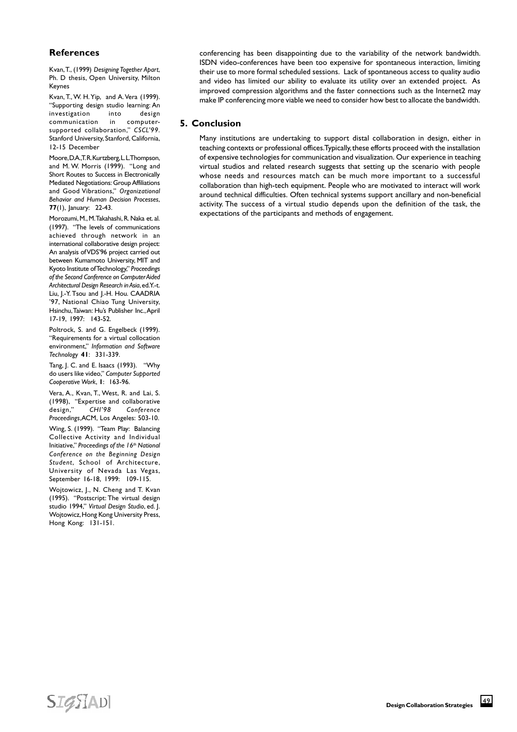## References

Kvan, T., (1999) *Designing Together Apart*, Ph. D thesis, Open University, Milton Keynes

Kvan, T., W. H. Yip, and A. Vera (1999). "Supporting design studio learning: An investigation into design communication in computer-supported collaboration," *CSCL'99*. Stanford University, Stanford, California, 12-15 December

Moore, D.A., T. R. Kurtzberg, L. L. Thompson, and M. W. Morris (1999). "Long and Short Routes to Success in Electronically Mediated Negotiations: Group Affiliations and Good Vibrations," *Organizational Behavior and Human Decision Processes*, **77**(1), January: 22-43.

Morozumi, M., M. Takahashi, R. Naka et. al. (1997). "The levels of communications achieved through network in an international collaborative design project: An analysis of VDS'96 project carried out between Kumamoto University, MIT and Kyoto Institute of Technology," *Proceedings of the Second Conference on Computer Aided Architectural Design Research in Asia*, ed. Y.-t. Liu, J.-Y. Tsou and J.-H. Hou. CAADRIA '97, National Chiao Tung University, Hsinchu, Taiwan: Hu's Publisher Inc., April 17-19, 1997: 143-52.

Poltrock, S. and G. Engelbeck (1999). "Requirements for a virtual collocation environment," *Information and Software Technology* **41**: 331-339.

Tang, J. C. and E. Isaacs (1993). "Why do users like video," *Computer Supported Cooperative Work*, **1**: 163-96.

Vera, A., Kvan, T., West, R. and Lai, S. (1998), "Expertise and collaborative design," *CHI'98 Conference Proceedings*, ACM, Los Angeles: 503-10.

Wing, S. (1999). "Team Play: Balancing Collective Activity and Individual Initiative," *Proceedings of the 16th National Conference on the Beginning Design Student*, School of Architecture, University of Nevada Las Vegas, September 16-18, 1999: 109-115.

Wojtowicz, J., N. Cheng and T. Kvan (1995). "Postscript: The virtual design studio 1994," *Virtual Design Studio*, ed. J. Wojtowicz, Hong Kong University Press, Hong Kong: 131-151.

conferencing has been disappointing due to the variability of the network bandwidth. ISDN video-conferences have been too expensive for spontaneous interaction, limiting their use to more formal scheduled sessions. Lack of spontaneous access to quality audio and video has limited our ability to evaluate its utility over an extended project. As improved compression algorithms and the faster connections such as the Internet2 may make IP conferencing more viable we need to consider how best to allocate the bandwidth.

## 5. Conclusion

Many institutions are undertaking to support distal collaboration in design, either in teaching contexts or professional offices. Typically, these efforts proceed with the installation of expensive technologies for communication and visualization. Our experience in teaching virtual studios and related research suggests that setting up the scenario with people whose needs and resources match can be much more important to a successful collaboration than high-tech equipment. People who are motivated to interact will work around technical difficulties. Often technical systems support ancillary and non-beneficial activity. The success of a virtual studio depends upon the definition of the task, the expectations of the participants and methods of engagement.